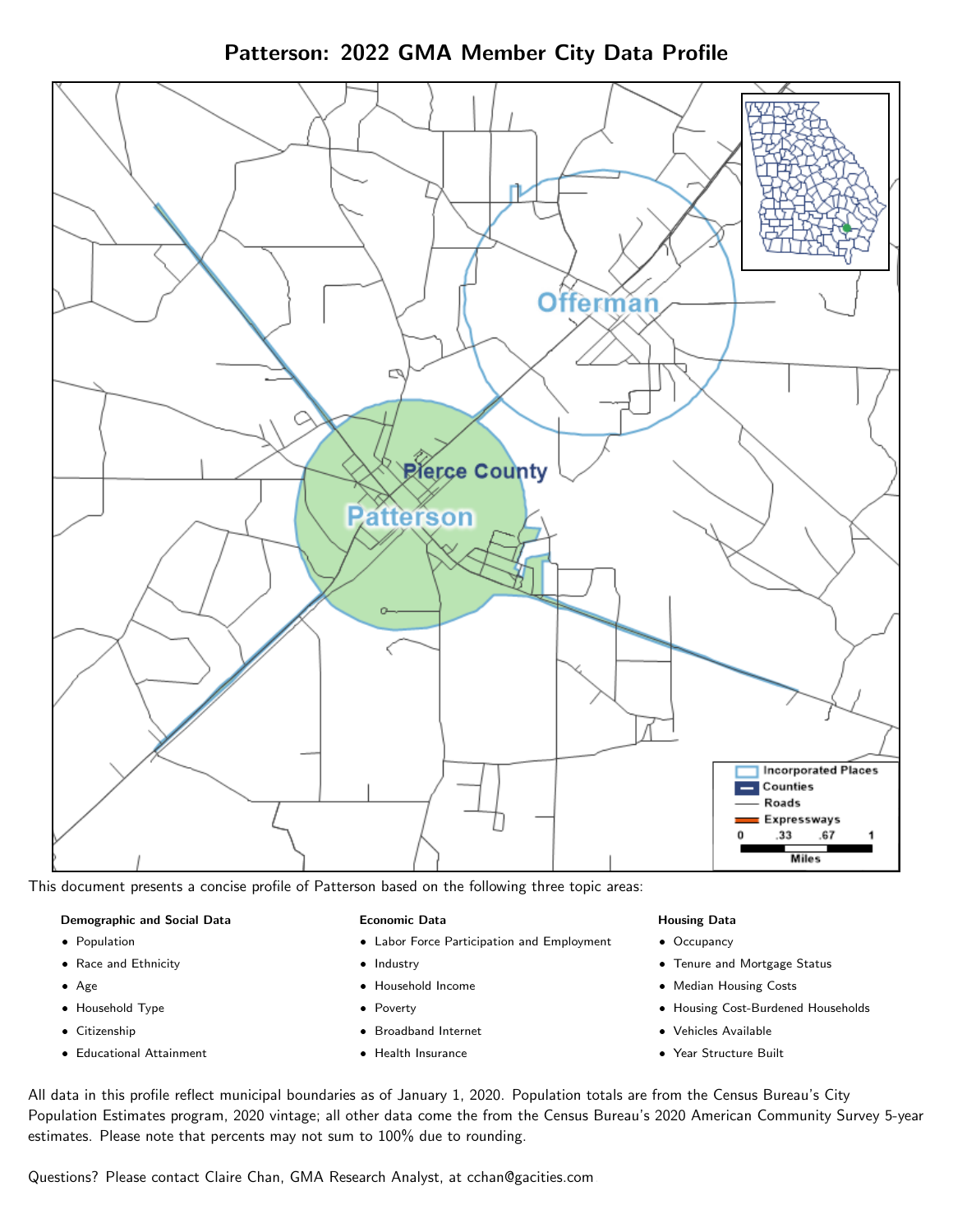# Patterson: 2022 GMA Member City Data Profile

This document presents a concise profile of Patterson based on the following three topic areas:

**Demographic and Social Data**

- Population
- Race and Ethnicity
- Age
- Household Type
- Citizenship
- Educational Attainment

**Economic Data**

- Labor Force Participation and Employment
- Industry
- Household Income
- Poverty
- Broadband Internet
- Health Insurance

**Housing Data**

- Occupancy
- Tenure and Mortgage Status
- Median Housing Costs
- Housing Cost-Burdened Households
- Vehicles Available
- Year Structure Built

All data in this profile reflect municipal boundaries as of January 1, 2020. Population totals are from the Census Bureau's City Population Estimates program, 2020 vintage; all other data come the from the Census Bureau's 2020 American Community Survey 5-year estimates. Please note that percents may not sum to 100% due to rounding.

Questions? Please contact Claire Chan, GMA Research Analyst, at cchan@gacities.com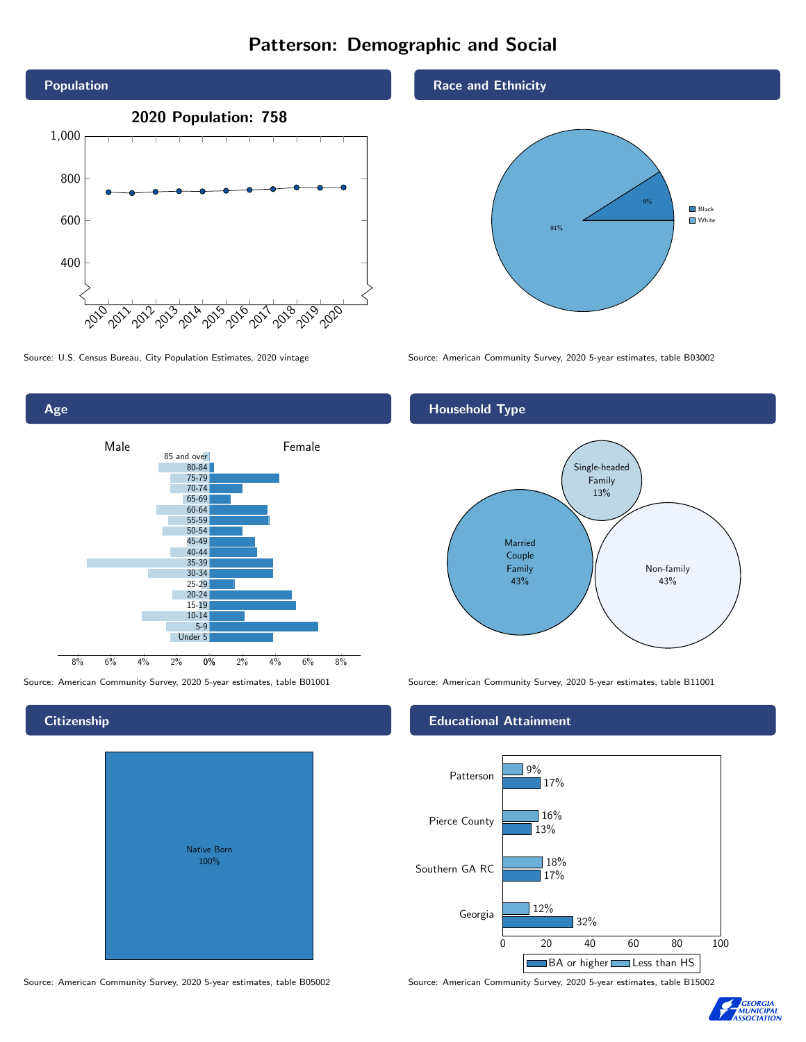# Patterson: Demographic and Social

## Population

**2020 Population: 758**

Source: U.S. Census Bureau, City Population Estimates, 2020 vintage

## Race and Ethnicity

| Race | Percent |
| --- | --- |
| Black | 9% |
| White | 91% |

Source: American Community Survey, 2020 5-year estimates, table B03002

## Age

Source: American Community Survey, 2020 5-year estimates, table B01001

## Household Type

| Household Type | Percent |
| --- | --- |
| Married Couple Family | 43% |
| Single-headed Family | 13% |
| Non-family | 43% |

Source: American Community Survey, 2020 5-year estimates, table B11001

## Citizenship

Native Born 100%

Source: American Community Survey, 2020 5-year estimates, table B05002

## Educational Attainment

| Area | Less than HS | BA or higher |
| --- | --- | --- |
| Patterson | 9% | 17% |
| Pierce County | 16% | 13% |
| Southern GA RC | 18% | 17% |
| Georgia | 12% | 32% |

Source: American Community Survey, 2020 5-year estimates, table B15002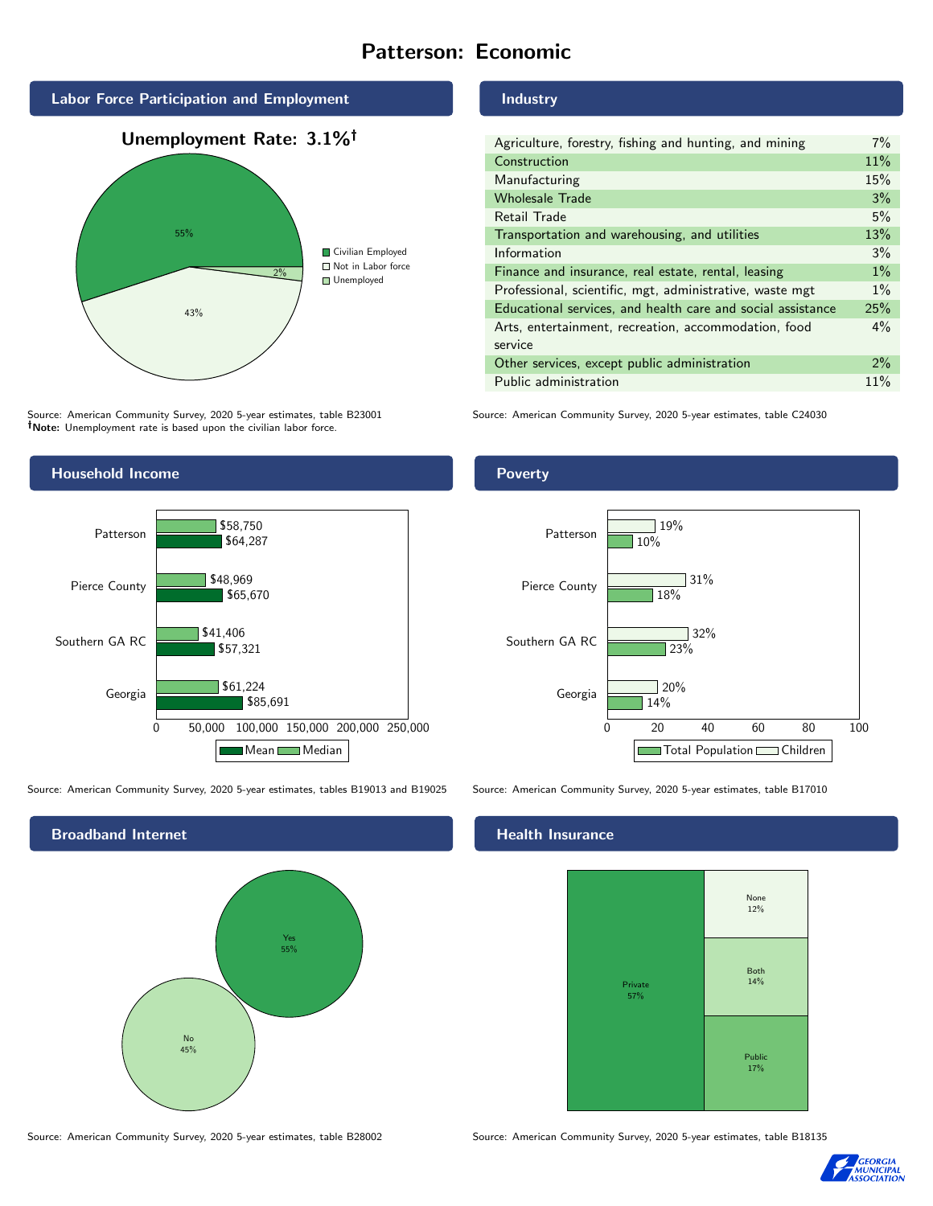# Patterson: Economic

## Labor Force Participation and Employment

**Unemployment Rate: 3.1%†**

| Category | Percent |
|---|---|
| Civilian Employed | 55% |
| Not in Labor force | 43% |
| Unemployed | 2% |

Source: American Community Survey, 2020 5-year estimates, table B23001
**†Note:** Unemployment rate is based upon the civilian labor force.

## Industry

| Industry | Percent |
|---|---|
| Agriculture, forestry, fishing and hunting, and mining | 7% |
| Construction | 11% |
| Manufacturing | 15% |
| Wholesale Trade | 3% |
| Retail Trade | 5% |
| Transportation and warehousing, and utilities | 13% |
| Information | 3% |
| Finance and insurance, real estate, rental, leasing | 1% |
| Professional, scientific, mgt, administrative, waste mgt | 1% |
| Educational services, and health care and social assistance | 25% |
| Arts, entertainment, recreation, accommodation, food service | 4% |
| Other services, except public administration | 2% |
| Public administration | 11% |

Source: American Community Survey, 2020 5-year estimates, table C24030

## Household Income

| | Median | Mean |
|---|---|---|
| Patterson | $58,750 | $64,287 |
| Pierce County | $48,969 | $65,670 |
| Southern GA RC | $41,406 | $57,321 |
| Georgia | $61,224 | $85,691 |

Source: American Community Survey, 2020 5-year estimates, tables B19013 and B19025

## Poverty

| | Children | Total Population |
|---|---|---|
| Patterson | 19% | 10% |
| Pierce County | 31% | 18% |
| Southern GA RC | 32% | 23% |
| Georgia | 20% | 14% |

Source: American Community Survey, 2020 5-year estimates, table B17010

## Broadband Internet

| | Percent |
|---|---|
| Yes | 55% |
| No | 45% |

Source: American Community Survey, 2020 5-year estimates, table B28002

## Health Insurance

| | Percent |
|---|---|
| Private | 57% |
| None | 12% |
| Both | 14% |
| Public | 17% |

Source: American Community Survey, 2020 5-year estimates, table B18135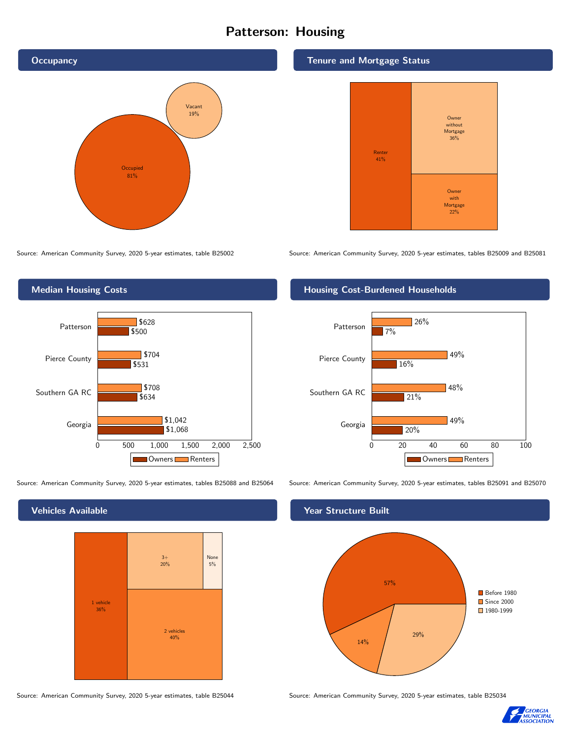# Patterson: Housing

## Occupancy

Vacant
19%

Occupied
81%

Source: American Community Survey, 2020 5-year estimates, table B25002

## Tenure and Mortgage Status

Renter
41%

Owner
without
Mortgage
36%

Owner
with
Mortgage
22%

Source: American Community Survey, 2020 5-year estimates, tables B25009 and B25081

## Median Housing Costs

Patterson
$628
$500

Pierce County
$704
$531

Southern GA RC
$708
$634

Georgia
$1,042
$1,068

0
500
1,000
1,500
2,000
2,500

Owners
Renters

Source: American Community Survey, 2020 5-year estimates, tables B25088 and B25064

## Housing Cost-Burdened Households

Patterson
26%
7%

Pierce County
49%
16%

Southern GA RC
48%
21%

Georgia
49%
20%

0
20
40
60
80
100

Owners
Renters

Source: American Community Survey, 2020 5-year estimates, tables B25091 and B25070

## Vehicles Available

1 vehicle
36%

3+
20%

None
5%

2 vehicles
40%

Source: American Community Survey, 2020 5-year estimates, table B25044

## Year Structure Built

57%
14%
29%

Before 1980
Since 2000
1980-1999

Source: American Community Survey, 2020 5-year estimates, table B25034